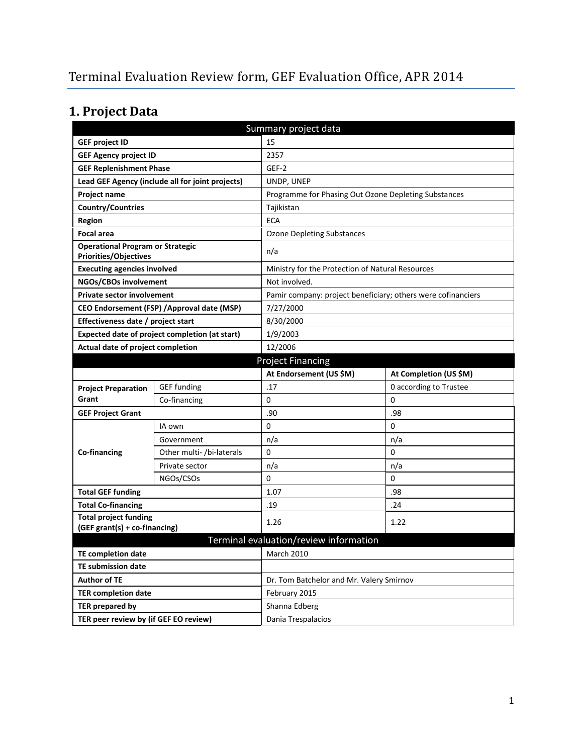# Terminal Evaluation Review form, GEF Evaluation Office, APR 2014

## 1. Project Data

| Summary project data | | | |
|---|---|---|---|
| **GEF project ID** | | 15 | |
| **GEF Agency project ID** | | 2357 | |
| **GEF Replenishment Phase** | | GEF-2 | |
| **Lead GEF Agency (include all for joint projects)** | | UNDP, UNEP | |
| **Project name** | | Programme for Phasing Out Ozone Depleting Substances | |
| **Country/Countries** | | Tajikistan | |
| **Region** | | ECA | |
| **Focal area** | | Ozone Depleting Substances | |
| **Operational Program or Strategic Priorities/Objectives** | | n/a | |
| **Executing agencies involved** | | Ministry for the Protection of Natural Resources | |
| **NGOs/CBOs involvement** | | Not involved. | |
| **Private sector involvement** | | Pamir company: project beneficiary; others were cofinanciers | |
| **CEO Endorsement (FSP) /Approval date (MSP)** | | 7/27/2000 | |
| **Effectiveness date / project start** | | 8/30/2000 | |
| **Expected date of project completion (at start)** | | 1/9/2003 | |
| **Actual date of project completion** | | 12/2006 | |
| **Project Financing** | | | |
| | | **At Endorsement (US $M)** | **At Completion (US $M)** |
| **Project Preparation Grant** | GEF funding | .17 | 0 according to Trustee |
| | Co-financing | 0 | 0 |
| **GEF Project Grant** | | .90 | .98 |
| **Co-financing** | IA own | 0 | 0 |
| | Government | n/a | n/a |
| | Other multi- /bi-laterals | 0 | 0 |
| | Private sector | n/a | n/a |
| | NGOs/CSOs | 0 | 0 |
| **Total GEF funding** | | 1.07 | .98 |
| **Total Co-financing** | | .19 | .24 |
| **Total project funding (GEF grant(s) + co-financing)** | | 1.26 | 1.22 |
| **Terminal evaluation/review information** | | | |
| **TE completion date** | | March 2010 | |
| **TE submission date** | | | |
| **Author of TE** | | Dr. Tom Batchelor and Mr. Valery Smirnov | |
| **TER completion date** | | February 2015 | |
| **TER prepared by** | | Shanna Edberg | |
| **TER peer review by (if GEF EO review)** | | Dania Trespalacios | |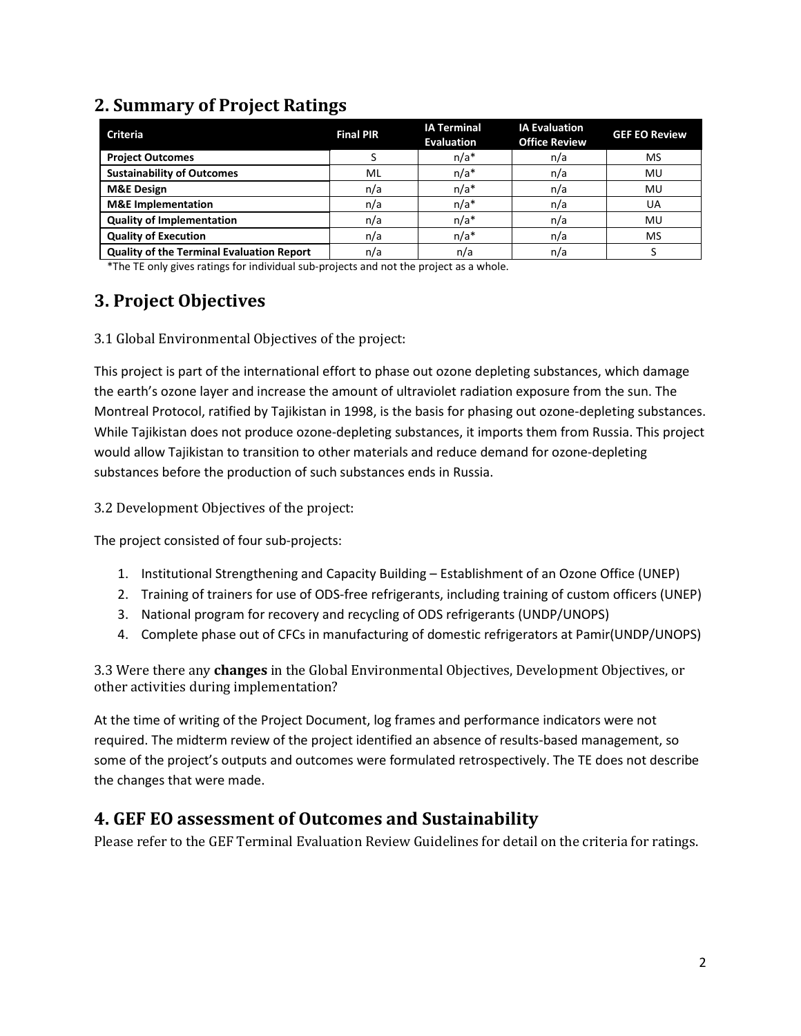## 2. Summary of Project Ratings

| Criteria | Final PIR | IA Terminal Evaluation | IA Evaluation Office Review | GEF EO Review |
|---|---|---|---|---|
| **Project Outcomes** | S | n/a* | n/a | MS |
| **Sustainability of Outcomes** | ML | n/a* | n/a | MU |
| **M&E Design** | n/a | n/a* | n/a | MU |
| **M&E Implementation** | n/a | n/a* | n/a | UA |
| **Quality of Implementation** | n/a | n/a* | n/a | MU |
| **Quality of Execution** | n/a | n/a* | n/a | MS |
| **Quality of the Terminal Evaluation Report** | n/a | n/a | n/a | S |

*The TE only gives ratings for individual sub-projects and not the project as a whole.

## 3. Project Objectives

### 3.1 Global Environmental Objectives of the project:

This project is part of the international effort to phase out ozone depleting substances, which damage the earth's ozone layer and increase the amount of ultraviolet radiation exposure from the sun. The Montreal Protocol, ratified by Tajikistan in 1998, is the basis for phasing out ozone-depleting substances. While Tajikistan does not produce ozone-depleting substances, it imports them from Russia. This project would allow Tajikistan to transition to other materials and reduce demand for ozone-depleting substances before the production of such substances ends in Russia.

### 3.2 Development Objectives of the project:

The project consisted of four sub-projects:

1. Institutional Strengthening and Capacity Building – Establishment of an Ozone Office (UNEP)
2. Training of trainers for use of ODS-free refrigerants, including training of custom officers (UNEP)
3. National program for recovery and recycling of ODS refrigerants (UNDP/UNOPS)
4. Complete phase out of CFCs in manufacturing of domestic refrigerators at Pamir(UNDP/UNOPS)

### 3.3 Were there any **changes** in the Global Environmental Objectives, Development Objectives, or other activities during implementation?

At the time of writing of the Project Document, log frames and performance indicators were not required. The midterm review of the project identified an absence of results-based management, so some of the project's outputs and outcomes were formulated retrospectively. The TE does not describe the changes that were made.

## 4. GEF EO assessment of Outcomes and Sustainability

Please refer to the GEF Terminal Evaluation Review Guidelines for detail on the criteria for ratings.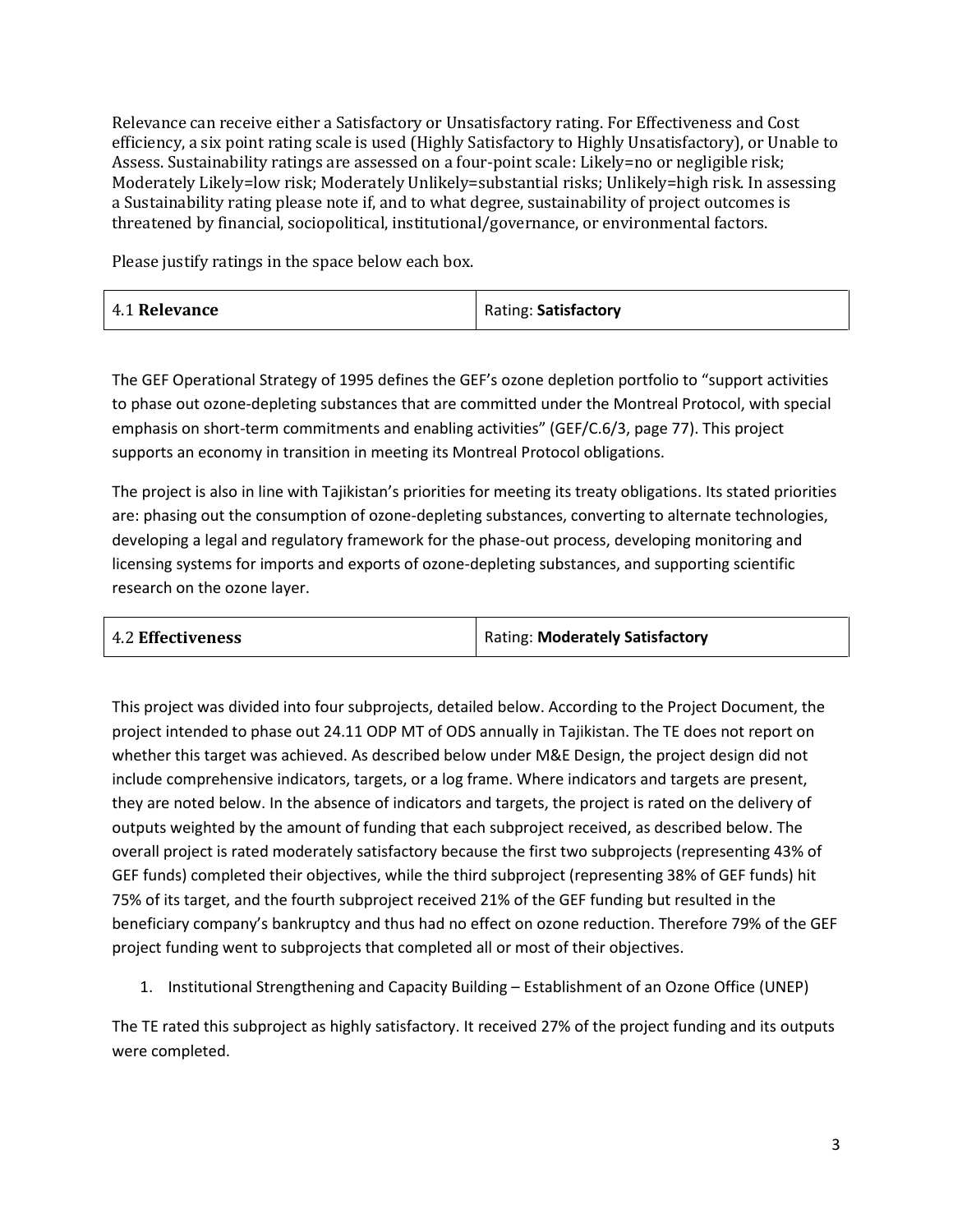Relevance can receive either a Satisfactory or Unsatisfactory rating. For Effectiveness and Cost efficiency, a six point rating scale is used (Highly Satisfactory to Highly Unsatisfactory), or Unable to Assess. Sustainability ratings are assessed on a four-point scale: Likely=no or negligible risk; Moderately Likely=low risk; Moderately Unlikely=substantial risks; Unlikely=high risk. In assessing a Sustainability rating please note if, and to what degree, sustainability of project outcomes is threatened by financial, sociopolitical, institutional/governance, or environmental factors.

Please justify ratings in the space below each box.

| 4.1 **Relevance** | Rating: **Satisfactory** |
|---|---|

The GEF Operational Strategy of 1995 defines the GEF's ozone depletion portfolio to "support activities to phase out ozone-depleting substances that are committed under the Montreal Protocol, with special emphasis on short-term commitments and enabling activities" (GEF/C.6/3, page 77). This project supports an economy in transition in meeting its Montreal Protocol obligations.

The project is also in line with Tajikistan's priorities for meeting its treaty obligations. Its stated priorities are: phasing out the consumption of ozone-depleting substances, converting to alternate technologies, developing a legal and regulatory framework for the phase-out process, developing monitoring and licensing systems for imports and exports of ozone-depleting substances, and supporting scientific research on the ozone layer.

| 4.2 **Effectiveness** | Rating: **Moderately Satisfactory** |
|---|---|

This project was divided into four subprojects, detailed below. According to the Project Document, the project intended to phase out 24.11 ODP MT of ODS annually in Tajikistan. The TE does not report on whether this target was achieved. As described below under M&E Design, the project design did not include comprehensive indicators, targets, or a log frame. Where indicators and targets are present, they are noted below. In the absence of indicators and targets, the project is rated on the delivery of outputs weighted by the amount of funding that each subproject received, as described below. The overall project is rated moderately satisfactory because the first two subprojects (representing 43% of GEF funds) completed their objectives, while the third subproject (representing 38% of GEF funds) hit 75% of its target, and the fourth subproject received 21% of the GEF funding but resulted in the beneficiary company's bankruptcy and thus had no effect on ozone reduction. Therefore 79% of the GEF project funding went to subprojects that completed all or most of their objectives.

1. Institutional Strengthening and Capacity Building – Establishment of an Ozone Office (UNEP)

The TE rated this subproject as highly satisfactory. It received 27% of the project funding and its outputs were completed.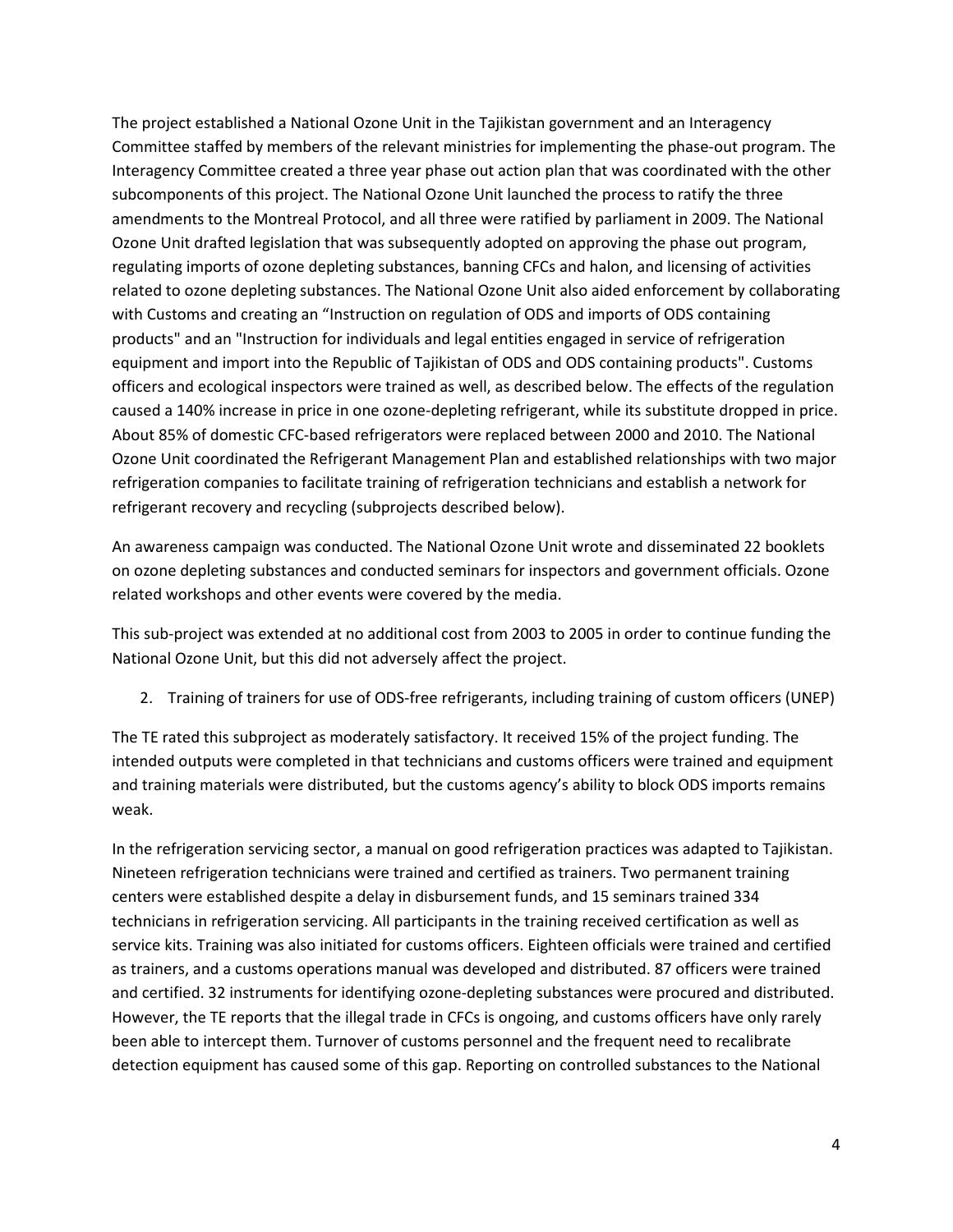The project established a National Ozone Unit in the Tajikistan government and an Interagency Committee staffed by members of the relevant ministries for implementing the phase-out program. The Interagency Committee created a three year phase out action plan that was coordinated with the other subcomponents of this project. The National Ozone Unit launched the process to ratify the three amendments to the Montreal Protocol, and all three were ratified by parliament in 2009. The National Ozone Unit drafted legislation that was subsequently adopted on approving the phase out program, regulating imports of ozone depleting substances, banning CFCs and halon, and licensing of activities related to ozone depleting substances. The National Ozone Unit also aided enforcement by collaborating with Customs and creating an "Instruction on regulation of ODS and imports of ODS containing products" and an "Instruction for individuals and legal entities engaged in service of refrigeration equipment and import into the Republic of Tajikistan of ODS and ODS containing products". Customs officers and ecological inspectors were trained as well, as described below. The effects of the regulation caused a 140% increase in price in one ozone-depleting refrigerant, while its substitute dropped in price. About 85% of domestic CFC-based refrigerators were replaced between 2000 and 2010. The National Ozone Unit coordinated the Refrigerant Management Plan and established relationships with two major refrigeration companies to facilitate training of refrigeration technicians and establish a network for refrigerant recovery and recycling (subprojects described below).

An awareness campaign was conducted. The National Ozone Unit wrote and disseminated 22 booklets on ozone depleting substances and conducted seminars for inspectors and government officials. Ozone related workshops and other events were covered by the media.

This sub-project was extended at no additional cost from 2003 to 2005 in order to continue funding the National Ozone Unit, but this did not adversely affect the project.

2. Training of trainers for use of ODS-free refrigerants, including training of custom officers (UNEP)

The TE rated this subproject as moderately satisfactory. It received 15% of the project funding. The intended outputs were completed in that technicians and customs officers were trained and equipment and training materials were distributed, but the customs agency's ability to block ODS imports remains weak.

In the refrigeration servicing sector, a manual on good refrigeration practices was adapted to Tajikistan. Nineteen refrigeration technicians were trained and certified as trainers. Two permanent training centers were established despite a delay in disbursement funds, and 15 seminars trained 334 technicians in refrigeration servicing. All participants in the training received certification as well as service kits. Training was also initiated for customs officers. Eighteen officials were trained and certified as trainers, and a customs operations manual was developed and distributed. 87 officers were trained and certified. 32 instruments for identifying ozone-depleting substances were procured and distributed. However, the TE reports that the illegal trade in CFCs is ongoing, and customs officers have only rarely been able to intercept them. Turnover of customs personnel and the frequent need to recalibrate detection equipment has caused some of this gap. Reporting on controlled substances to the National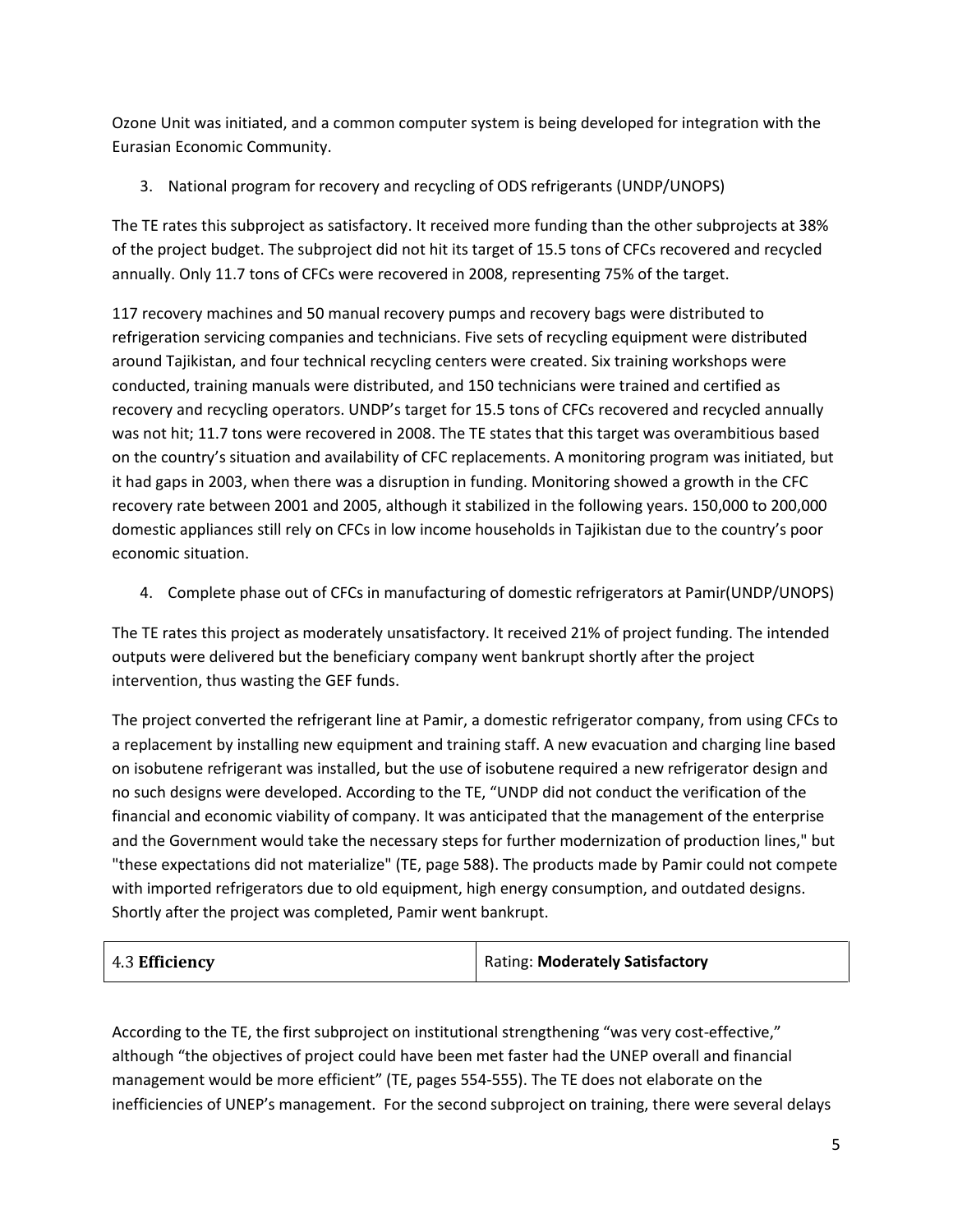Ozone Unit was initiated, and a common computer system is being developed for integration with the Eurasian Economic Community.

3. National program for recovery and recycling of ODS refrigerants (UNDP/UNOPS)

The TE rates this subproject as satisfactory. It received more funding than the other subprojects at 38% of the project budget. The subproject did not hit its target of 15.5 tons of CFCs recovered and recycled annually. Only 11.7 tons of CFCs were recovered in 2008, representing 75% of the target.

117 recovery machines and 50 manual recovery pumps and recovery bags were distributed to refrigeration servicing companies and technicians. Five sets of recycling equipment were distributed around Tajikistan, and four technical recycling centers were created. Six training workshops were conducted, training manuals were distributed, and 150 technicians were trained and certified as recovery and recycling operators. UNDP's target for 15.5 tons of CFCs recovered and recycled annually was not hit; 11.7 tons were recovered in 2008. The TE states that this target was overambitious based on the country's situation and availability of CFC replacements. A monitoring program was initiated, but it had gaps in 2003, when there was a disruption in funding. Monitoring showed a growth in the CFC recovery rate between 2001 and 2005, although it stabilized in the following years. 150,000 to 200,000 domestic appliances still rely on CFCs in low income households in Tajikistan due to the country's poor economic situation.

4. Complete phase out of CFCs in manufacturing of domestic refrigerators at Pamir(UNDP/UNOPS)

The TE rates this project as moderately unsatisfactory. It received 21% of project funding. The intended outputs were delivered but the beneficiary company went bankrupt shortly after the project intervention, thus wasting the GEF funds.

The project converted the refrigerant line at Pamir, a domestic refrigerator company, from using CFCs to a replacement by installing new equipment and training staff. A new evacuation and charging line based on isobutene refrigerant was installed, but the use of isobutene required a new refrigerator design and no such designs were developed. According to the TE, "UNDP did not conduct the verification of the financial and economic viability of company. It was anticipated that the management of the enterprise and the Government would take the necessary steps for further modernization of production lines," but "these expectations did not materialize" (TE, page 588). The products made by Pamir could not compete with imported refrigerators due to old equipment, high energy consumption, and outdated designs. Shortly after the project was completed, Pamir went bankrupt.

| 4.3 **Efficiency** | Rating: **Moderately Satisfactory** |
|---|---|

According to the TE, the first subproject on institutional strengthening "was very cost-effective," although "the objectives of project could have been met faster had the UNEP overall and financial management would be more efficient" (TE, pages 554-555). The TE does not elaborate on the inefficiencies of UNEP's management. For the second subproject on training, there were several delays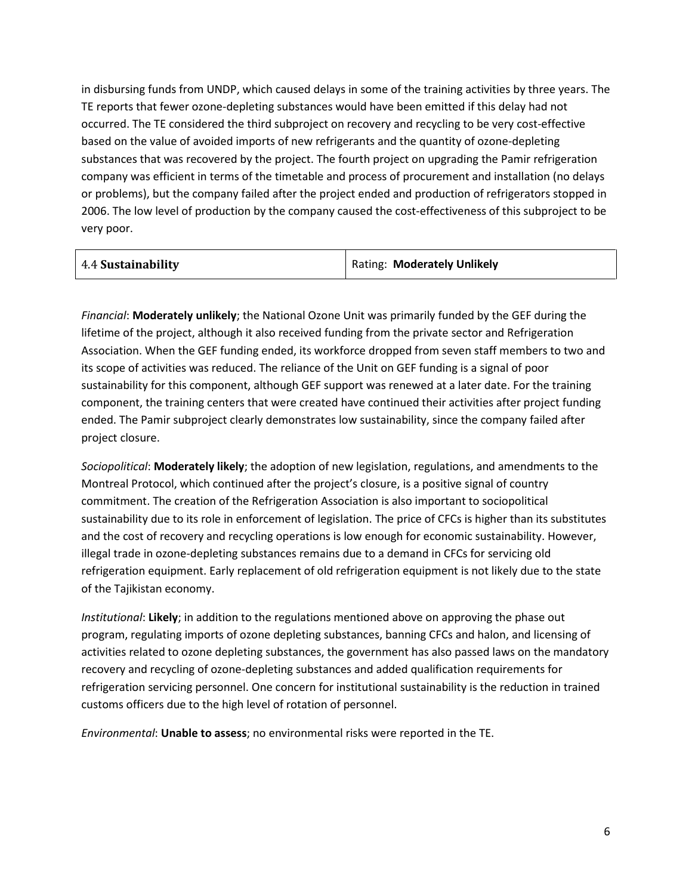in disbursing funds from UNDP, which caused delays in some of the training activities by three years. The TE reports that fewer ozone-depleting substances would have been emitted if this delay had not occurred. The TE considered the third subproject on recovery and recycling to be very cost-effective based on the value of avoided imports of new refrigerants and the quantity of ozone-depleting substances that was recovered by the project. The fourth project on upgrading the Pamir refrigeration company was efficient in terms of the timetable and process of procurement and installation (no delays or problems), but the company failed after the project ended and production of refrigerators stopped in 2006. The low level of production by the company caused the cost-effectiveness of this subproject to be very poor.

| 4.4 **Sustainability** | Rating: **Moderately Unlikely** |
|---|---|

*Financial*: **Moderately unlikely**; the National Ozone Unit was primarily funded by the GEF during the lifetime of the project, although it also received funding from the private sector and Refrigeration Association. When the GEF funding ended, its workforce dropped from seven staff members to two and its scope of activities was reduced. The reliance of the Unit on GEF funding is a signal of poor sustainability for this component, although GEF support was renewed at a later date. For the training component, the training centers that were created have continued their activities after project funding ended. The Pamir subproject clearly demonstrates low sustainability, since the company failed after project closure.

*Sociopolitical*: **Moderately likely**; the adoption of new legislation, regulations, and amendments to the Montreal Protocol, which continued after the project's closure, is a positive signal of country commitment. The creation of the Refrigeration Association is also important to sociopolitical sustainability due to its role in enforcement of legislation. The price of CFCs is higher than its substitutes and the cost of recovery and recycling operations is low enough for economic sustainability. However, illegal trade in ozone-depleting substances remains due to a demand in CFCs for servicing old refrigeration equipment. Early replacement of old refrigeration equipment is not likely due to the state of the Tajikistan economy.

*Institutional*: **Likely**; in addition to the regulations mentioned above on approving the phase out program, regulating imports of ozone depleting substances, banning CFCs and halon, and licensing of activities related to ozone depleting substances, the government has also passed laws on the mandatory recovery and recycling of ozone-depleting substances and added qualification requirements for refrigeration servicing personnel. One concern for institutional sustainability is the reduction in trained customs officers due to the high level of rotation of personnel.

*Environmental*: **Unable to assess**; no environmental risks were reported in the TE.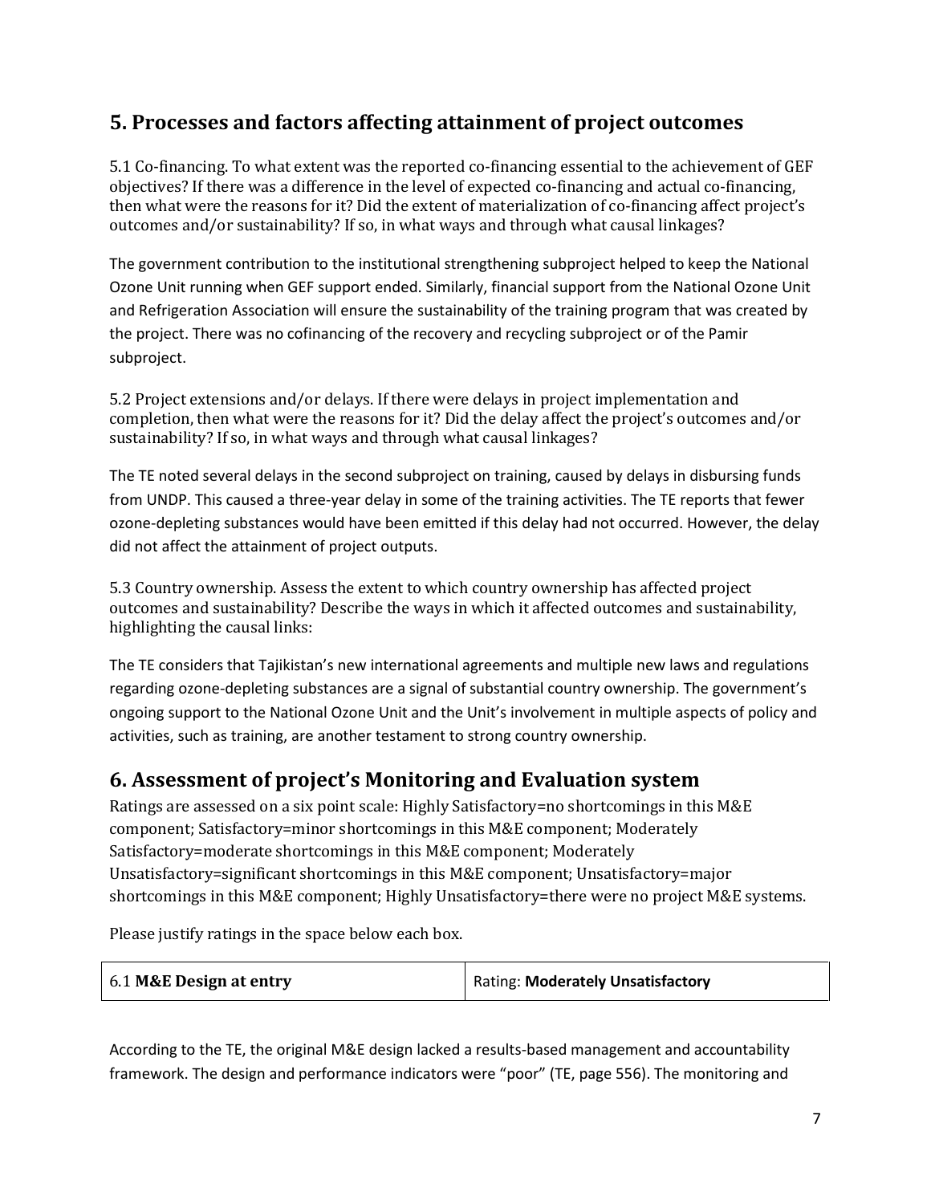## 5. Processes and factors affecting attainment of project outcomes

5.1 Co-financing. To what extent was the reported co-financing essential to the achievement of GEF objectives? If there was a difference in the level of expected co-financing and actual co-financing, then what were the reasons for it? Did the extent of materialization of co-financing affect project's outcomes and/or sustainability? If so, in what ways and through what causal linkages?

The government contribution to the institutional strengthening subproject helped to keep the National Ozone Unit running when GEF support ended. Similarly, financial support from the National Ozone Unit and Refrigeration Association will ensure the sustainability of the training program that was created by the project. There was no cofinancing of the recovery and recycling subproject or of the Pamir subproject.

5.2 Project extensions and/or delays. If there were delays in project implementation and completion, then what were the reasons for it? Did the delay affect the project's outcomes and/or sustainability? If so, in what ways and through what causal linkages?

The TE noted several delays in the second subproject on training, caused by delays in disbursing funds from UNDP. This caused a three-year delay in some of the training activities. The TE reports that fewer ozone-depleting substances would have been emitted if this delay had not occurred. However, the delay did not affect the attainment of project outputs.

5.3 Country ownership. Assess the extent to which country ownership has affected project outcomes and sustainability? Describe the ways in which it affected outcomes and sustainability, highlighting the causal links:

The TE considers that Tajikistan's new international agreements and multiple new laws and regulations regarding ozone-depleting substances are a signal of substantial country ownership. The government's ongoing support to the National Ozone Unit and the Unit's involvement in multiple aspects of policy and activities, such as training, are another testament to strong country ownership.

## 6. Assessment of project's Monitoring and Evaluation system

Ratings are assessed on a six point scale: Highly Satisfactory=no shortcomings in this M&E component; Satisfactory=minor shortcomings in this M&E component; Moderately Satisfactory=moderate shortcomings in this M&E component; Moderately Unsatisfactory=significant shortcomings in this M&E component; Unsatisfactory=major shortcomings in this M&E component; Highly Unsatisfactory=there were no project M&E systems.

Please justify ratings in the space below each box.

| 6.1 **M&E Design at entry** | Rating: **Moderately Unsatisfactory** |
|---|---|

According to the TE, the original M&E design lacked a results-based management and accountability framework. The design and performance indicators were "poor" (TE, page 556). The monitoring and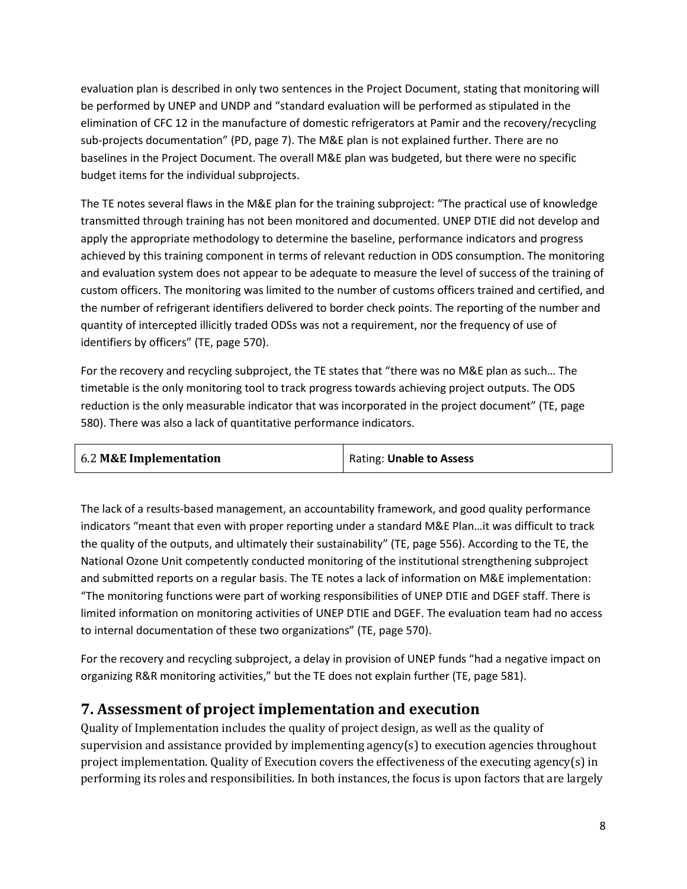evaluation plan is described in only two sentences in the Project Document, stating that monitoring will be performed by UNEP and UNDP and "standard evaluation will be performed as stipulated in the elimination of CFC 12 in the manufacture of domestic refrigerators at Pamir and the recovery/recycling sub-projects documentation" (PD, page 7). The M&E plan is not explained further. There are no baselines in the Project Document. The overall M&E plan was budgeted, but there were no specific budget items for the individual subprojects.

The TE notes several flaws in the M&E plan for the training subproject: "The practical use of knowledge transmitted through training has not been monitored and documented. UNEP DTIE did not develop and apply the appropriate methodology to determine the baseline, performance indicators and progress achieved by this training component in terms of relevant reduction in ODS consumption. The monitoring and evaluation system does not appear to be adequate to measure the level of success of the training of custom officers. The monitoring was limited to the number of customs officers trained and certified, and the number of refrigerant identifiers delivered to border check points. The reporting of the number and quantity of intercepted illicitly traded ODSs was not a requirement, nor the frequency of use of identifiers by officers" (TE, page 570).

For the recovery and recycling subproject, the TE states that "there was no M&E plan as such… The timetable is the only monitoring tool to track progress towards achieving project outputs. The ODS reduction is the only measurable indicator that was incorporated in the project document" (TE, page 580). There was also a lack of quantitative performance indicators.

| 6.2 **M&E Implementation** | Rating: **Unable to Assess** |
|---|---|

The lack of a results-based management, an accountability framework, and good quality performance indicators "meant that even with proper reporting under a standard M&E Plan…it was difficult to track the quality of the outputs, and ultimately their sustainability" (TE, page 556). According to the TE, the National Ozone Unit competently conducted monitoring of the institutional strengthening subproject and submitted reports on a regular basis. The TE notes a lack of information on M&E implementation: "The monitoring functions were part of working responsibilities of UNEP DTIE and DGEF staff. There is limited information on monitoring activities of UNEP DTIE and DGEF. The evaluation team had no access to internal documentation of these two organizations" (TE, page 570).

For the recovery and recycling subproject, a delay in provision of UNEP funds "had a negative impact on organizing R&R monitoring activities," but the TE does not explain further (TE, page 581).

## 7. Assessment of project implementation and execution

Quality of Implementation includes the quality of project design, as well as the quality of supervision and assistance provided by implementing agency(s) to execution agencies throughout project implementation. Quality of Execution covers the effectiveness of the executing agency(s) in performing its roles and responsibilities. In both instances, the focus is upon factors that are largely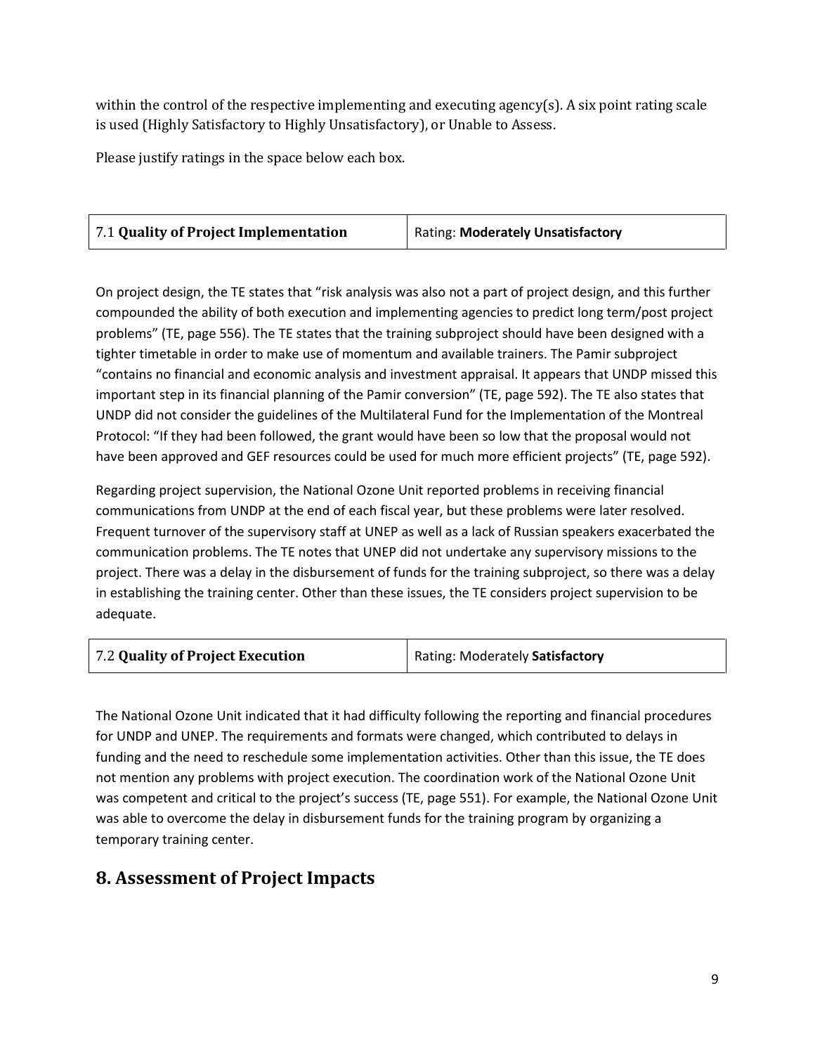within the control of the respective implementing and executing agency(s). A six point rating scale is used (Highly Satisfactory to Highly Unsatisfactory), or Unable to Assess.

Please justify ratings in the space below each box.

| 7.1 **Quality of Project Implementation** | Rating: **Moderately Unsatisfactory** |
|---|---|

On project design, the TE states that "risk analysis was also not a part of project design, and this further compounded the ability of both execution and implementing agencies to predict long term/post project problems" (TE, page 556). The TE states that the training subproject should have been designed with a tighter timetable in order to make use of momentum and available trainers. The Pamir subproject "contains no financial and economic analysis and investment appraisal. It appears that UNDP missed this important step in its financial planning of the Pamir conversion" (TE, page 592). The TE also states that UNDP did not consider the guidelines of the Multilateral Fund for the Implementation of the Montreal Protocol: "If they had been followed, the grant would have been so low that the proposal would not have been approved and GEF resources could be used for much more efficient projects" (TE, page 592).

Regarding project supervision, the National Ozone Unit reported problems in receiving financial communications from UNDP at the end of each fiscal year, but these problems were later resolved. Frequent turnover of the supervisory staff at UNEP as well as a lack of Russian speakers exacerbated the communication problems. The TE notes that UNEP did not undertake any supervisory missions to the project. There was a delay in the disbursement of funds for the training subproject, so there was a delay in establishing the training center. Other than these issues, the TE considers project supervision to be adequate.

| 7.2 **Quality of Project Execution** | Rating: Moderately **Satisfactory** |
|---|---|

The National Ozone Unit indicated that it had difficulty following the reporting and financial procedures for UNDP and UNEP. The requirements and formats were changed, which contributed to delays in funding and the need to reschedule some implementation activities. Other than this issue, the TE does not mention any problems with project execution. The coordination work of the National Ozone Unit was competent and critical to the project's success (TE, page 551). For example, the National Ozone Unit was able to overcome the delay in disbursement funds for the training program by organizing a temporary training center.

## 8. Assessment of Project Impacts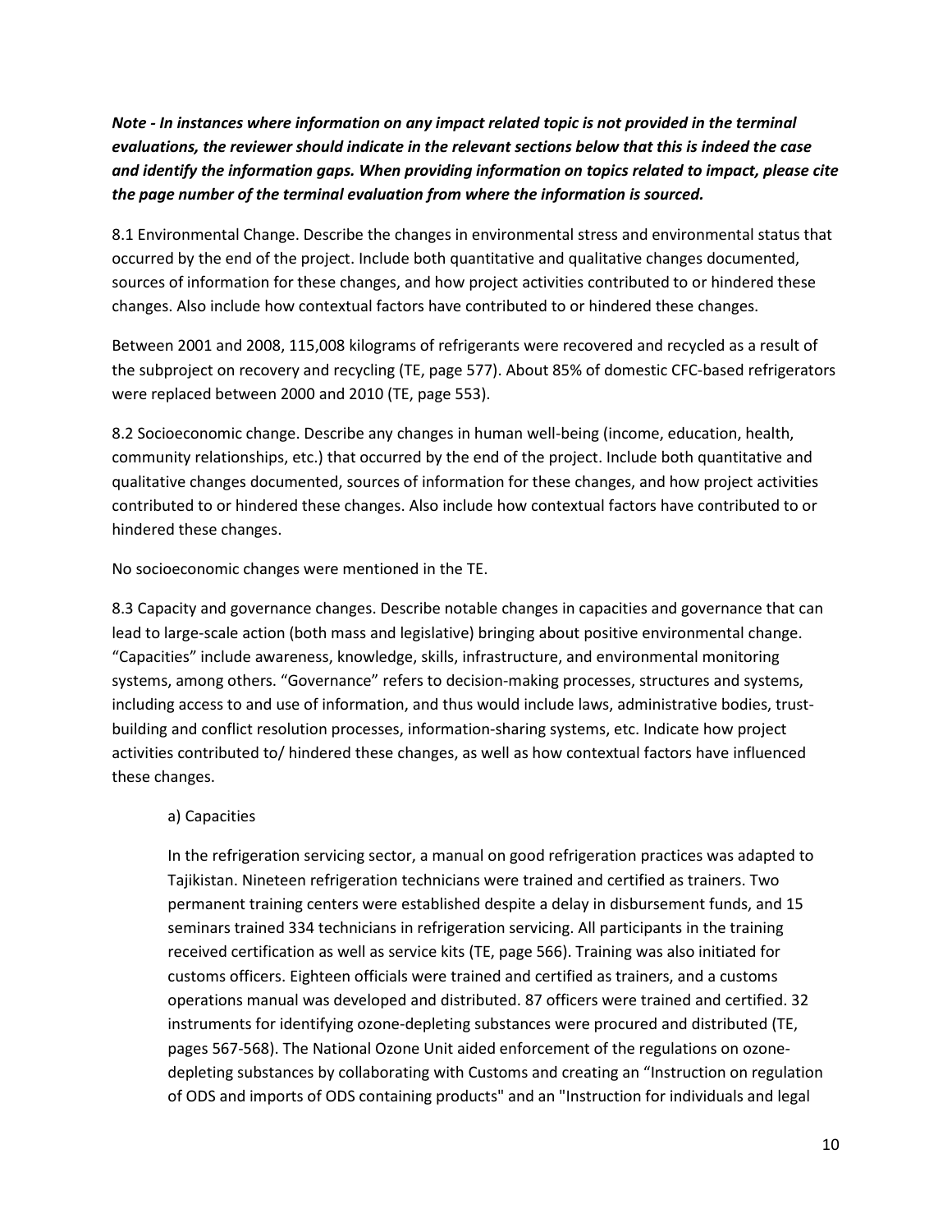***Note - In instances where information on any impact related topic is not provided in the terminal evaluations, the reviewer should indicate in the relevant sections below that this is indeed the case and identify the information gaps. When providing information on topics related to impact, please cite the page number of the terminal evaluation from where the information is sourced.***

8.1 Environmental Change. Describe the changes in environmental stress and environmental status that occurred by the end of the project. Include both quantitative and qualitative changes documented, sources of information for these changes, and how project activities contributed to or hindered these changes. Also include how contextual factors have contributed to or hindered these changes.

Between 2001 and 2008, 115,008 kilograms of refrigerants were recovered and recycled as a result of the subproject on recovery and recycling (TE, page 577). About 85% of domestic CFC-based refrigerators were replaced between 2000 and 2010 (TE, page 553).

8.2 Socioeconomic change. Describe any changes in human well-being (income, education, health, community relationships, etc.) that occurred by the end of the project. Include both quantitative and qualitative changes documented, sources of information for these changes, and how project activities contributed to or hindered these changes. Also include how contextual factors have contributed to or hindered these changes.

No socioeconomic changes were mentioned in the TE.

8.3 Capacity and governance changes. Describe notable changes in capacities and governance that can lead to large-scale action (both mass and legislative) bringing about positive environmental change. "Capacities" include awareness, knowledge, skills, infrastructure, and environmental monitoring systems, among others. "Governance" refers to decision-making processes, structures and systems, including access to and use of information, and thus would include laws, administrative bodies, trust-building and conflict resolution processes, information-sharing systems, etc. Indicate how project activities contributed to/ hindered these changes, as well as how contextual factors have influenced these changes.

a) Capacities

In the refrigeration servicing sector, a manual on good refrigeration practices was adapted to Tajikistan. Nineteen refrigeration technicians were trained and certified as trainers. Two permanent training centers were established despite a delay in disbursement funds, and 15 seminars trained 334 technicians in refrigeration servicing. All participants in the training received certification as well as service kits (TE, page 566). Training was also initiated for customs officers. Eighteen officials were trained and certified as trainers, and a customs operations manual was developed and distributed. 87 officers were trained and certified. 32 instruments for identifying ozone-depleting substances were procured and distributed (TE, pages 567-568). The National Ozone Unit aided enforcement of the regulations on ozone-depleting substances by collaborating with Customs and creating an "Instruction on regulation of ODS and imports of ODS containing products" and an "Instruction for individuals and legal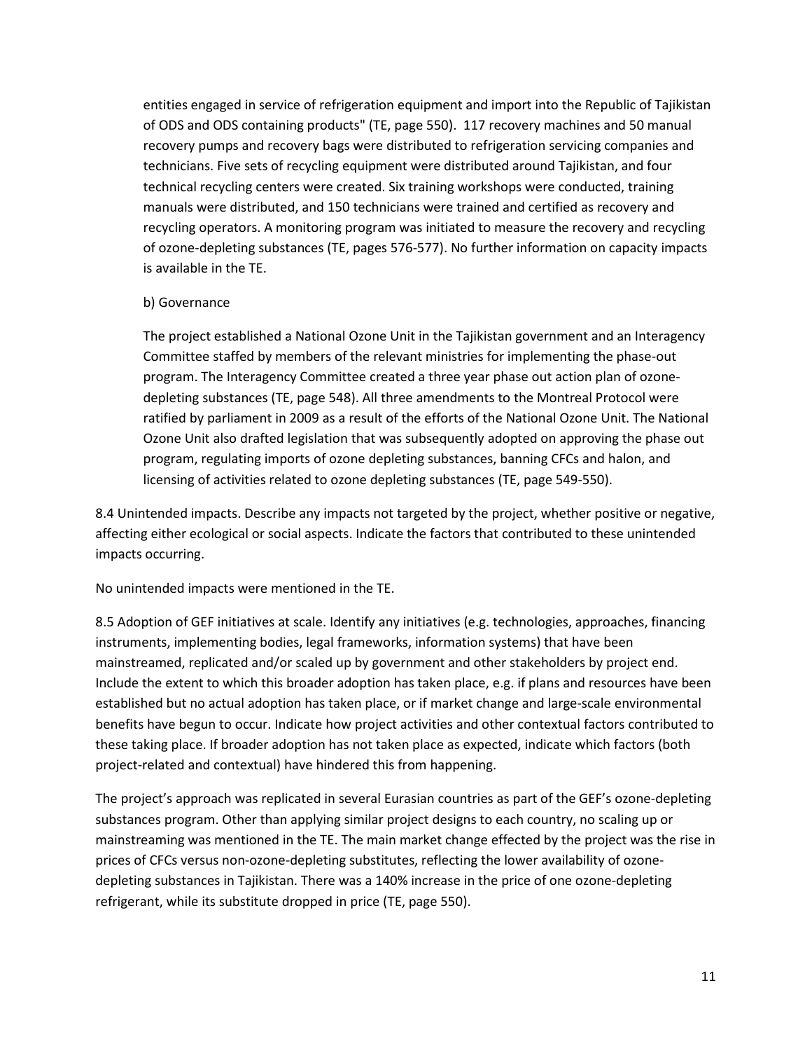entities engaged in service of refrigeration equipment and import into the Republic of Tajikistan of ODS and ODS containing products" (TE, page 550). 117 recovery machines and 50 manual recovery pumps and recovery bags were distributed to refrigeration servicing companies and technicians. Five sets of recycling equipment were distributed around Tajikistan, and four technical recycling centers were created. Six training workshops were conducted, training manuals were distributed, and 150 technicians were trained and certified as recovery and recycling operators. A monitoring program was initiated to measure the recovery and recycling of ozone-depleting substances (TE, pages 576-577). No further information on capacity impacts is available in the TE.

b) Governance

The project established a National Ozone Unit in the Tajikistan government and an Interagency Committee staffed by members of the relevant ministries for implementing the phase-out program. The Interagency Committee created a three year phase out action plan of ozone-depleting substances (TE, page 548). All three amendments to the Montreal Protocol were ratified by parliament in 2009 as a result of the efforts of the National Ozone Unit. The National Ozone Unit also drafted legislation that was subsequently adopted on approving the phase out program, regulating imports of ozone depleting substances, banning CFCs and halon, and licensing of activities related to ozone depleting substances (TE, page 549-550).

8.4 Unintended impacts. Describe any impacts not targeted by the project, whether positive or negative, affecting either ecological or social aspects. Indicate the factors that contributed to these unintended impacts occurring.

No unintended impacts were mentioned in the TE.

8.5 Adoption of GEF initiatives at scale. Identify any initiatives (e.g. technologies, approaches, financing instruments, implementing bodies, legal frameworks, information systems) that have been mainstreamed, replicated and/or scaled up by government and other stakeholders by project end. Include the extent to which this broader adoption has taken place, e.g. if plans and resources have been established but no actual adoption has taken place, or if market change and large-scale environmental benefits have begun to occur. Indicate how project activities and other contextual factors contributed to these taking place. If broader adoption has not taken place as expected, indicate which factors (both project-related and contextual) have hindered this from happening.

The project's approach was replicated in several Eurasian countries as part of the GEF's ozone-depleting substances program. Other than applying similar project designs to each country, no scaling up or mainstreaming was mentioned in the TE. The main market change effected by the project was the rise in prices of CFCs versus non-ozone-depleting substitutes, reflecting the lower availability of ozone-depleting substances in Tajikistan. There was a 140% increase in the price of one ozone-depleting refrigerant, while its substitute dropped in price (TE, page 550).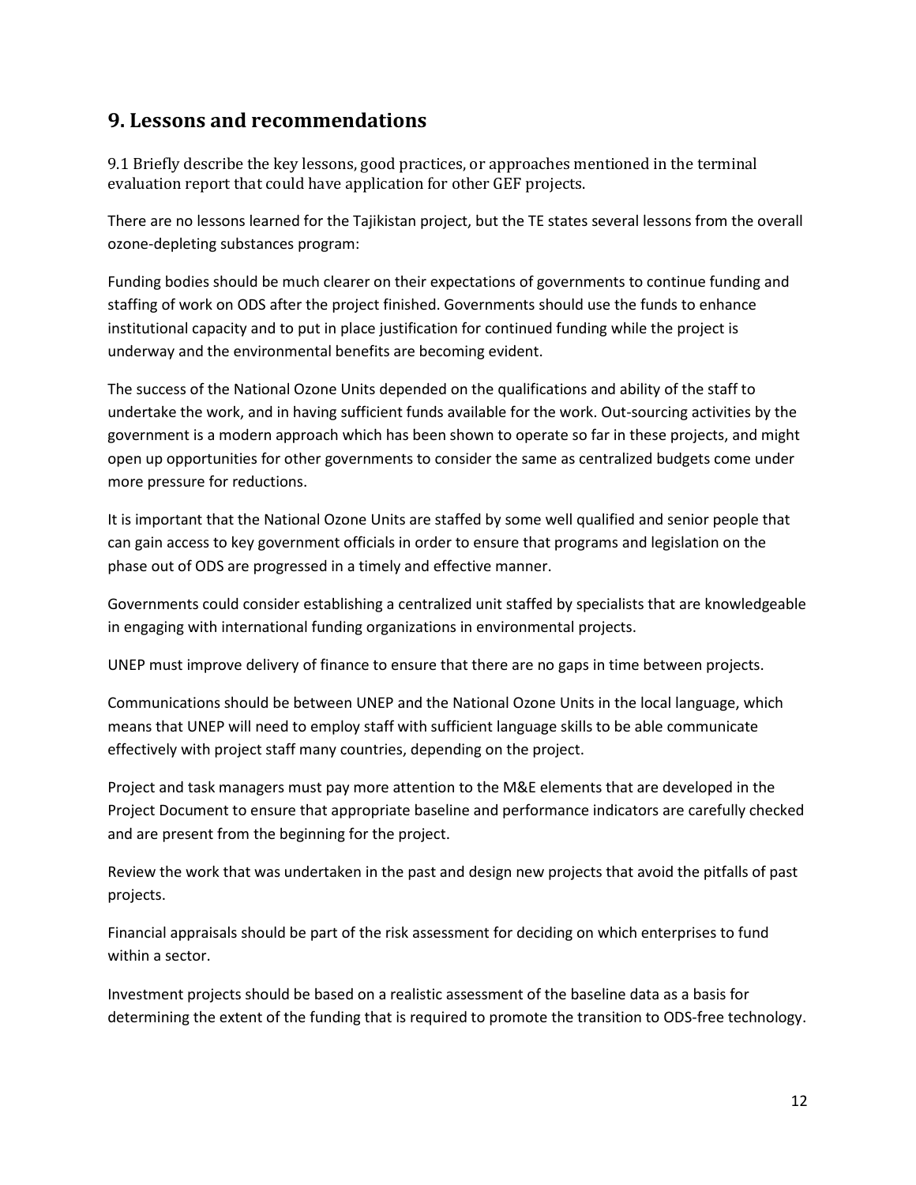## 9. Lessons and recommendations

9.1 Briefly describe the key lessons, good practices, or approaches mentioned in the terminal evaluation report that could have application for other GEF projects.

There are no lessons learned for the Tajikistan project, but the TE states several lessons from the overall ozone-depleting substances program:

Funding bodies should be much clearer on their expectations of governments to continue funding and staffing of work on ODS after the project finished. Governments should use the funds to enhance institutional capacity and to put in place justification for continued funding while the project is underway and the environmental benefits are becoming evident.

The success of the National Ozone Units depended on the qualifications and ability of the staff to undertake the work, and in having sufficient funds available for the work. Out-sourcing activities by the government is a modern approach which has been shown to operate so far in these projects, and might open up opportunities for other governments to consider the same as centralized budgets come under more pressure for reductions.

It is important that the National Ozone Units are staffed by some well qualified and senior people that can gain access to key government officials in order to ensure that programs and legislation on the phase out of ODS are progressed in a timely and effective manner.

Governments could consider establishing a centralized unit staffed by specialists that are knowledgeable in engaging with international funding organizations in environmental projects.

UNEP must improve delivery of finance to ensure that there are no gaps in time between projects.

Communications should be between UNEP and the National Ozone Units in the local language, which means that UNEP will need to employ staff with sufficient language skills to be able communicate effectively with project staff many countries, depending on the project.

Project and task managers must pay more attention to the M&E elements that are developed in the Project Document to ensure that appropriate baseline and performance indicators are carefully checked and are present from the beginning for the project.

Review the work that was undertaken in the past and design new projects that avoid the pitfalls of past projects.

Financial appraisals should be part of the risk assessment for deciding on which enterprises to fund within a sector.

Investment projects should be based on a realistic assessment of the baseline data as a basis for determining the extent of the funding that is required to promote the transition to ODS-free technology.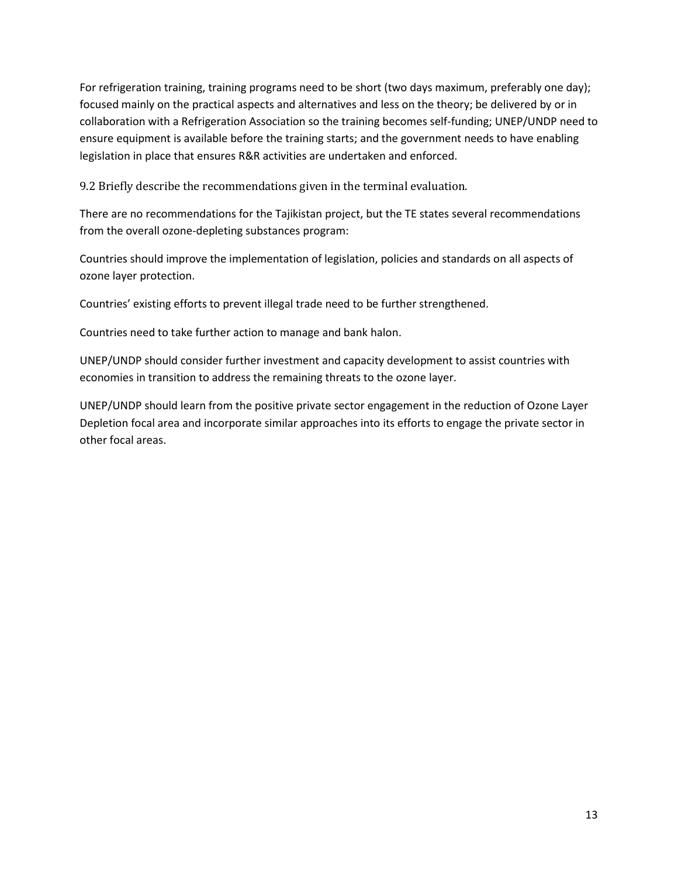For refrigeration training, training programs need to be short (two days maximum, preferably one day); focused mainly on the practical aspects and alternatives and less on the theory; be delivered by or in collaboration with a Refrigeration Association so the training becomes self-funding; UNEP/UNDP need to ensure equipment is available before the training starts; and the government needs to have enabling legislation in place that ensures R&R activities are undertaken and enforced.

### 9.2 Briefly describe the recommendations given in the terminal evaluation.

There are no recommendations for the Tajikistan project, but the TE states several recommendations from the overall ozone-depleting substances program:

Countries should improve the implementation of legislation, policies and standards on all aspects of ozone layer protection.

Countries' existing efforts to prevent illegal trade need to be further strengthened.

Countries need to take further action to manage and bank halon.

UNEP/UNDP should consider further investment and capacity development to assist countries with economies in transition to address the remaining threats to the ozone layer.

UNEP/UNDP should learn from the positive private sector engagement in the reduction of Ozone Layer Depletion focal area and incorporate similar approaches into its efforts to engage the private sector in other focal areas.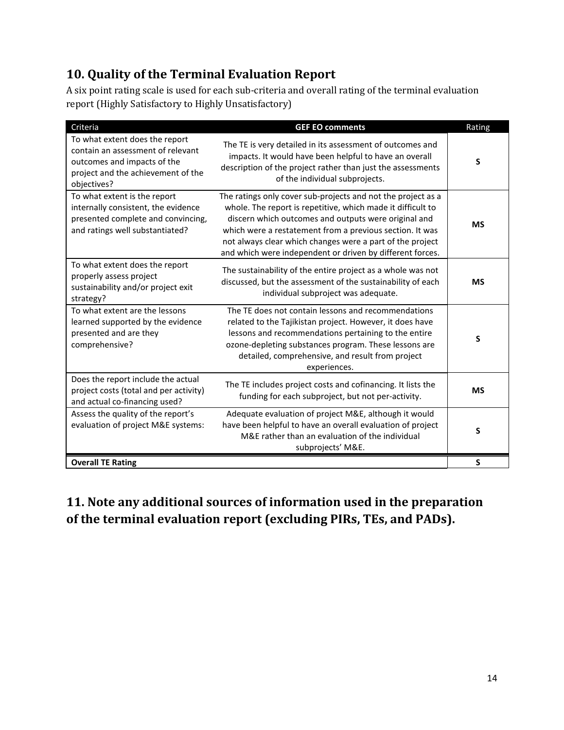## 10. Quality of the Terminal Evaluation Report

A six point rating scale is used for each sub-criteria and overall rating of the terminal evaluation report (Highly Satisfactory to Highly Unsatisfactory)

| Criteria | GEF EO comments | Rating |
|---|---|---|
| To what extent does the report contain an assessment of relevant outcomes and impacts of the project and the achievement of the objectives? | The TE is very detailed in its assessment of outcomes and impacts. It would have been helpful to have an overall description of the project rather than just the assessments of the individual subprojects. | **S** |
| To what extent is the report internally consistent, the evidence presented complete and convincing, and ratings well substantiated? | The ratings only cover sub-projects and not the project as a whole. The report is repetitive, which made it difficult to discern which outcomes and outputs were original and which were a restatement from a previous section. It was not always clear which changes were a part of the project and which were independent or driven by different forces. | **MS** |
| To what extent does the report properly assess project sustainability and/or project exit strategy? | The sustainability of the entire project as a whole was not discussed, but the assessment of the sustainability of each individual subproject was adequate. | **MS** |
| To what extent are the lessons learned supported by the evidence presented and are they comprehensive? | The TE does not contain lessons and recommendations related to the Tajikistan project. However, it does have lessons and recommendations pertaining to the entire ozone-depleting substances program. These lessons are detailed, comprehensive, and result from project experiences. | **S** |
| Does the report include the actual project costs (total and per activity) and actual co-financing used? | The TE includes project costs and cofinancing. It lists the funding for each subproject, but not per-activity. | **MS** |
| Assess the quality of the report's evaluation of project M&E systems: | Adequate evaluation of project M&E, although it would have been helpful to have an overall evaluation of project M&E rather than an evaluation of the individual subprojects' M&E. | **S** |
| **Overall TE Rating** | | **S** |

## 11. Note any additional sources of information used in the preparation of the terminal evaluation report (excluding PIRs, TEs, and PADs).